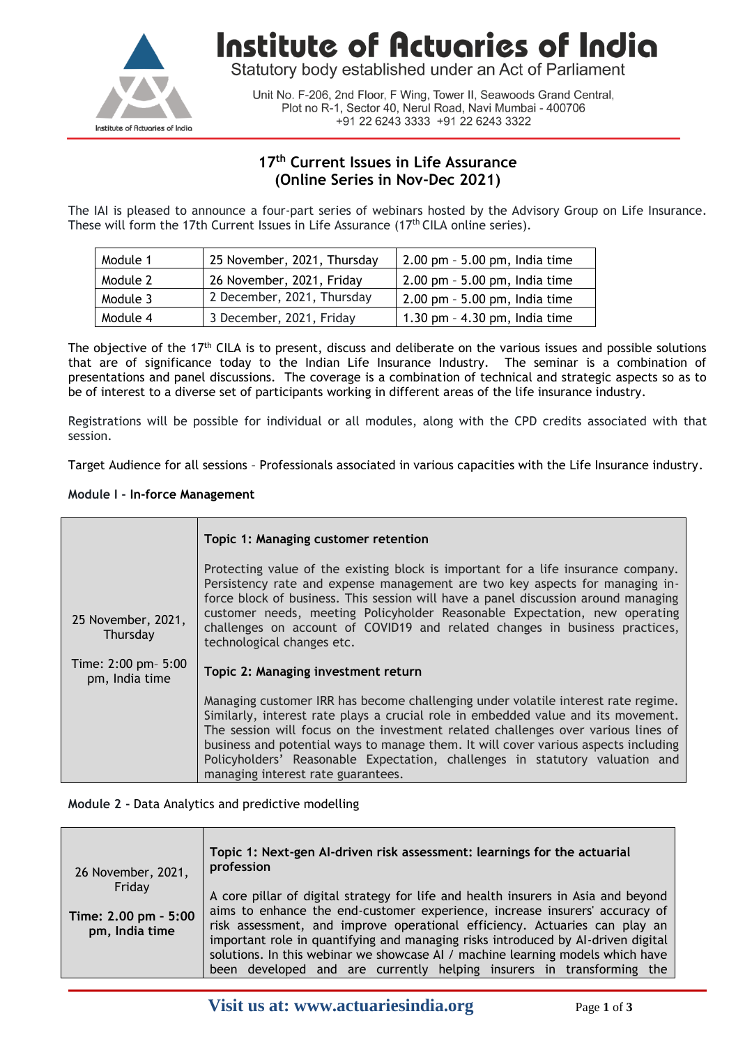# Institute of Actuaries of India

Statutory body established under an Act of Parliament

Unit No. F-206, 2nd Floor, F Wing, Tower II, Seawoods Grand Central, Plot no R-1, Sector 40, Nerul Road, Navi Mumbai - 400706
+91 22 6243 3333 +91 22 6243 3322

## 17th Current Issues in Life Assurance (Online Series in Nov-Dec 2021)

The IAI is pleased to announce a four-part series of webinars hosted by the Advisory Group on Life Insurance. These will form the 17th Current Issues in Life Assurance (17th CILA online series).

| Module 1 | 25 November, 2021, Thursday | 2.00 pm – 5.00 pm, India time |
|---|---|---|
| Module 2 | 26 November, 2021, Friday | 2.00 pm – 5.00 pm, India time |
| Module 3 | 2 December, 2021, Thursday | 2.00 pm – 5.00 pm, India time |
| Module 4 | 3 December, 2021, Friday | 1.30 pm – 4.30 pm, India time |

The objective of the 17th CILA is to present, discuss and deliberate on the various issues and possible solutions that are of significance today to the Indian Life Insurance Industry. The seminar is a combination of presentations and panel discussions. The coverage is a combination of technical and strategic aspects so as to be of interest to a diverse set of participants working in different areas of the life insurance industry.

Registrations will be possible for individual or all modules, along with the CPD credits associated with that session.

Target Audience for all sessions – Professionals associated in various capacities with the Life Insurance industry.

**Module I - In-force Management**

| | |
|---|---|
| 25 November, 2021, Thursday<br><br>Time: 2:00 pm– 5:00 pm, India time | **Topic 1: Managing customer retention**<br><br>Protecting value of the existing block is important for a life insurance company. Persistency rate and expense management are two key aspects for managing in-force block of business. This session will have a panel discussion around managing customer needs, meeting Policyholder Reasonable Expectation, new operating challenges on account of COVID19 and related changes in business practices, technological changes etc.<br><br>**Topic 2: Managing investment return**<br><br>Managing customer IRR has become challenging under volatile interest rate regime. Similarly, interest rate plays a crucial role in embedded value and its movement. The session will focus on the investment related challenges over various lines of business and potential ways to manage them. It will cover various aspects including Policyholders' Reasonable Expectation, challenges in statutory valuation and managing interest rate guarantees. |

**Module 2 -** Data Analytics and predictive modelling

| | |
|---|---|
| 26 November, 2021, Friday<br><br>**Time: 2.00 pm - 5:00 pm, India time** | **Topic 1: Next-gen AI-driven risk assessment: learnings for the actuarial profession**<br><br>A core pillar of digital strategy for life and health insurers in Asia and beyond aims to enhance the end-customer experience, increase insurers' accuracy of risk assessment, and improve operational efficiency. Actuaries can play an important role in quantifying and managing risks introduced by AI-driven digital solutions. In this webinar we showcase AI / machine learning models which have been developed and are currently helping insurers in transforming the |

**Visit us at: www.actuariesindia.org**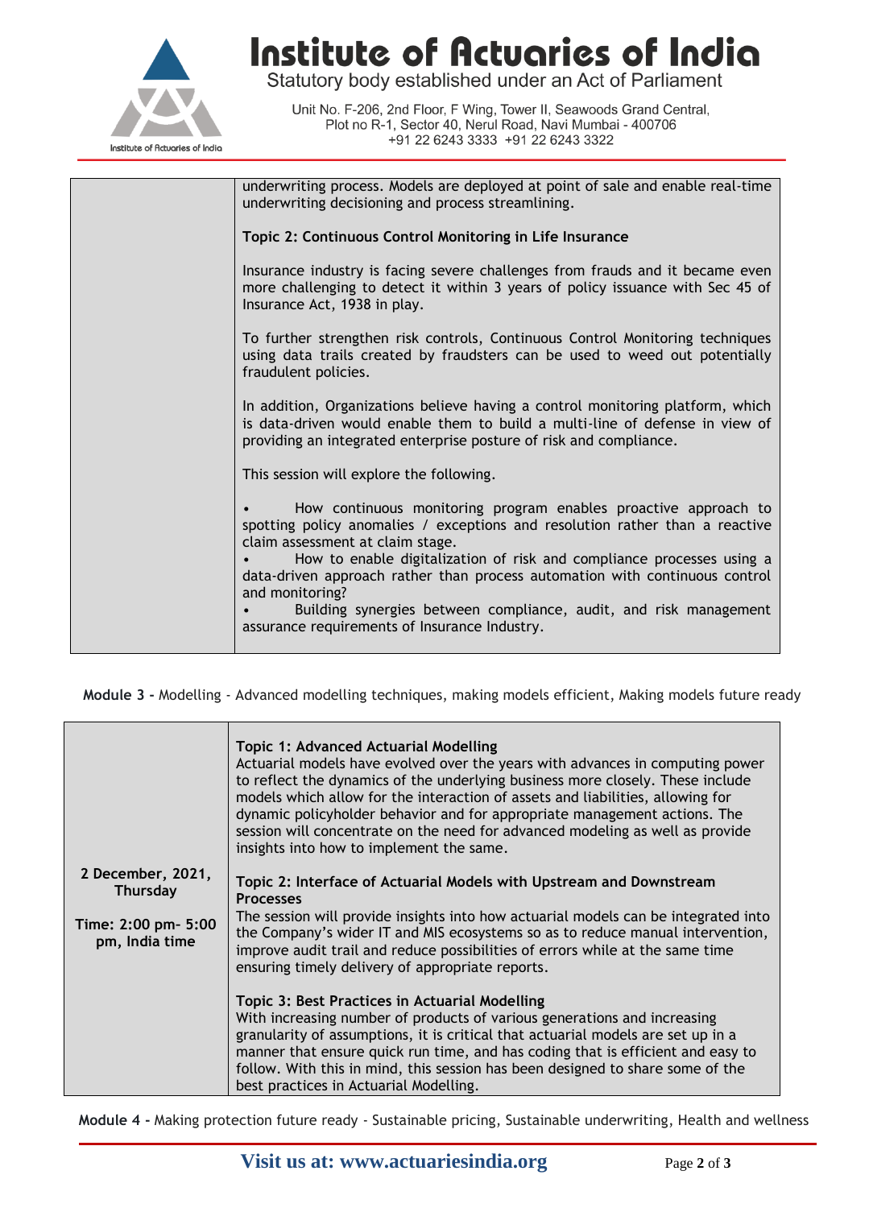|  |  |
|---|---|
|  | underwriting process. Models are deployed at point of sale and enable real-time underwriting decisioning and process streamlining.<br><br>**Topic 2: Continuous Control Monitoring in Life Insurance**<br><br>Insurance industry is facing severe challenges from frauds and it became even more challenging to detect it within 3 years of policy issuance with Sec 45 of Insurance Act, 1938 in play.<br><br>To further strengthen risk controls, Continuous Control Monitoring techniques using data trails created by fraudsters can be used to weed out potentially fraudulent policies.<br><br>In addition, Organizations believe having a control monitoring platform, which is data-driven would enable them to build a multi-line of defense in view of providing an integrated enterprise posture of risk and compliance.<br><br>This session will explore the following.<br><br>• How continuous monitoring program enables proactive approach to spotting policy anomalies / exceptions and resolution rather than a reactive claim assessment at claim stage.<br>• How to enable digitalization of risk and compliance processes using a data-driven approach rather than process automation with continuous control and monitoring?<br>• Building synergies between compliance, audit, and risk management assurance requirements of Insurance Industry. |

**Module 3 -** Modelling - Advanced modelling techniques, making models efficient, Making models future ready

|  |  |
|---|---|
| **2 December, 2021, Thursday**<br><br>**Time: 2:00 pm- 5:00 pm, India time** | **Topic 1: Advanced Actuarial Modelling**<br>Actuarial models have evolved over the years with advances in computing power to reflect the dynamics of the underlying business more closely. These include models which allow for the interaction of assets and liabilities, allowing for dynamic policyholder behavior and for appropriate management actions. The session will concentrate on the need for advanced modeling as well as provide insights into how to implement the same.<br><br>**Topic 2: Interface of Actuarial Models with Upstream and Downstream Processes**<br>The session will provide insights into how actuarial models can be integrated into the Company's wider IT and MIS ecosystems so as to reduce manual intervention, improve audit trail and reduce possibilities of errors while at the same time ensuring timely delivery of appropriate reports.<br><br>**Topic 3: Best Practices in Actuarial Modelling**<br>With increasing number of products of various generations and increasing granularity of assumptions, it is critical that actuarial models are set up in a manner that ensure quick run time, and has coding that is efficient and easy to follow. With this in mind, this session has been designed to share some of the best practices in Actuarial Modelling. |

**Module 4 -** Making protection future ready - Sustainable pricing, Sustainable underwriting, Health and wellness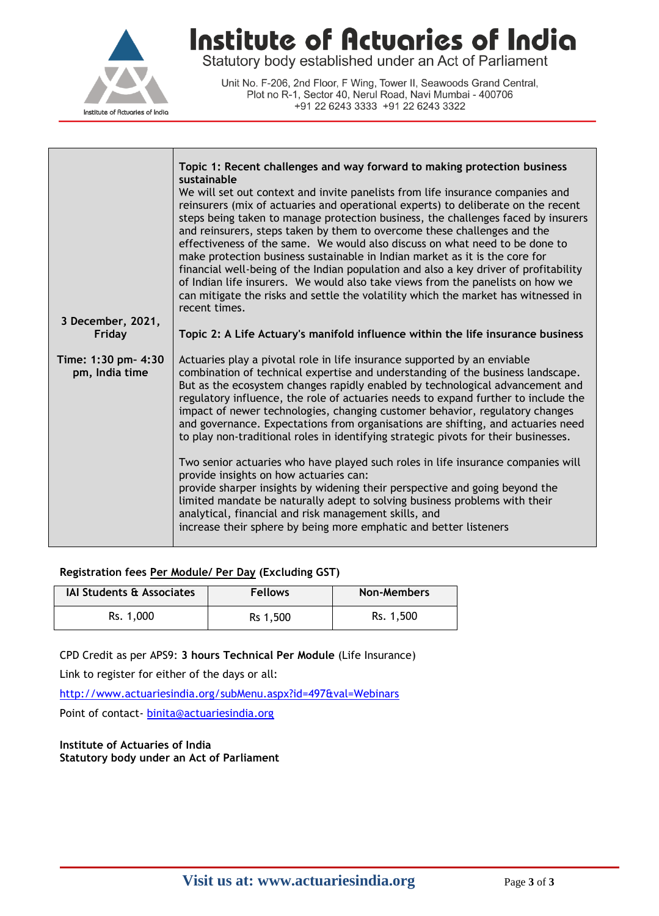# Institute of Actuaries of India

Statutory body established under an Act of Parliament

Unit No. F-206, 2nd Floor, F Wing, Tower II, Seawoods Grand Central, Plot no R-1, Sector 40, Nerul Road, Navi Mumbai - 400706
+91 22 6243 3333 +91 22 6243 3322

| | |
|---|---|
| 3 December, 2021, Friday<br><br>Time: 1:30 pm- 4:30 pm, India time | **Topic 1: Recent challenges and way forward to making protection business sustainable**<br>We will set out context and invite panelists from life insurance companies and reinsurers (mix of actuaries and operational experts) to deliberate on the recent steps being taken to manage protection business, the challenges faced by insurers and reinsurers, steps taken by them to overcome these challenges and the effectiveness of the same. We would also discuss on what need to be done to make protection business sustainable in Indian market as it is the core for financial well-being of the Indian population and also a key driver of profitability of Indian life insurers. We would also take views from the panelists on how we can mitigate the risks and settle the volatility which the market has witnessed in recent times.<br><br>**Topic 2: A Life Actuary's manifold influence within the life insurance business**<br><br>Actuaries play a pivotal role in life insurance supported by an enviable combination of technical expertise and understanding of the business landscape. But as the ecosystem changes rapidly enabled by technological advancement and regulatory influence, the role of actuaries needs to expand further to include the impact of newer technologies, changing customer behavior, regulatory changes and governance. Expectations from organisations are shifting, and actuaries need to play non-traditional roles in identifying strategic pivots for their businesses.<br><br>Two senior actuaries who have played such roles in life insurance companies will provide insights on how actuaries can:<br>provide sharper insights by widening their perspective and going beyond the limited mandate be naturally adept to solving business problems with their analytical, financial and risk management skills, and<br>increase their sphere by being more emphatic and better listeners |

**Registration fees Per Module/ Per Day (Excluding GST)**

| IAI Students & Associates | Fellows | Non-Members |
|---|---|---|
| Rs. 1,000 | Rs 1,500 | Rs. 1,500 |

CPD Credit as per APS9: **3 hours Technical Per Module** (Life Insurance)

Link to register for either of the days or all:

http://www.actuariesindia.org/subMenu.aspx?id=497&val=Webinars

Point of contact- binita@actuariesindia.org

**Institute of Actuaries of India**
**Statutory body under an Act of Parliament**

Visit us at: www.actuariesindia.org